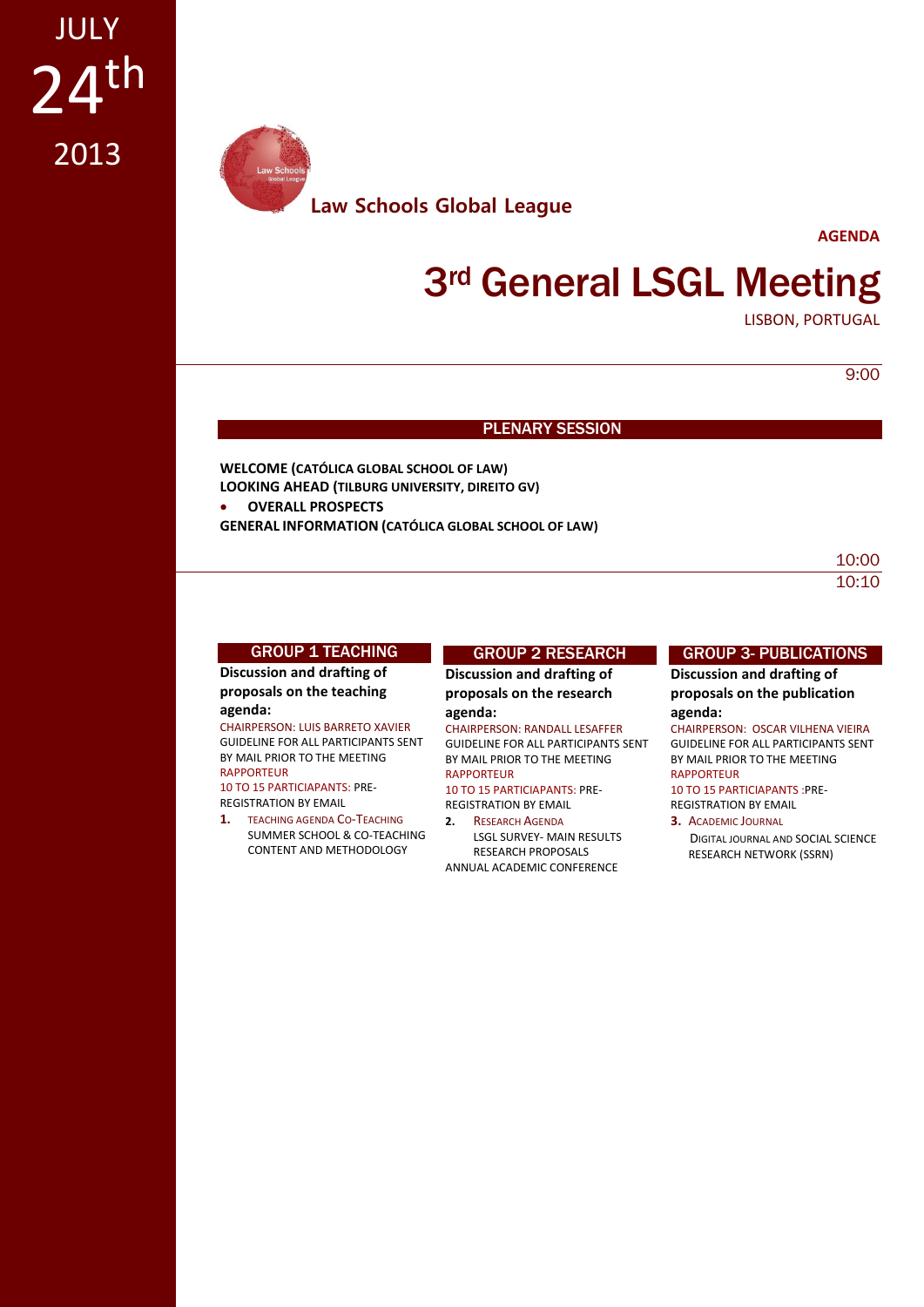JULY
24th
2013

Law Schools Global League

**AGENDA**

# 3rd General LSGL Meeting

LISBON, PORTUGAL

9:00

## PLENARY SESSION

**WELCOME (CATÓLICA GLOBAL SCHOOL OF LAW)**
**LOOKING AHEAD (TILBURG UNIVERSITY, DIREITO GV)**

- **OVERALL PROSPECTS**

**GENERAL INFORMATION (CATÓLICA GLOBAL SCHOOL OF LAW)**

10:00

10:10

### GROUP 1 TEACHING

**Discussion and drafting of proposals on the teaching agenda:**

CHAIRPERSON: LUIS BARRETO XAVIER
GUIDELINE FOR ALL PARTICIPANTS SENT BY MAIL PRIOR TO THE MEETING
RAPPORTEUR
10 TO 15 PARTICIAPANTS: PRE-REGISTRATION BY EMAIL

1. TEACHING AGENDA CO-TEACHING
   SUMMER SCHOOL & CO-TEACHING CONTENT AND METHODOLOGY

### GROUP 2 RESEARCH

**Discussion and drafting of proposals on the research agenda:**

CHAIRPERSON: RANDALL LESAFFER
GUIDELINE FOR ALL PARTICIPANTS SENT BY MAIL PRIOR TO THE MEETING
RAPPORTEUR
10 TO 15 PARTICIAPANTS: PRE-REGISTRATION BY EMAIL

2. RESEARCH AGENDA
   LSGL SURVEY- MAIN RESULTS
   RESEARCH PROPOSALS
   ANNUAL ACADEMIC CONFERENCE

### GROUP 3- PUBLICATIONS

**Discussion and drafting of proposals on the publication agenda:**

CHAIRPERSON: OSCAR VILHENA VIEIRA
GUIDELINE FOR ALL PARTICIPANTS SENT BY MAIL PRIOR TO THE MEETING
RAPPORTEUR
10 TO 15 PARTICIAPANTS :PRE-REGISTRATION BY EMAIL

3. ACADEMIC JOURNAL
   DIGITAL JOURNAL AND SOCIAL SCIENCE RESEARCH NETWORK (SSRN)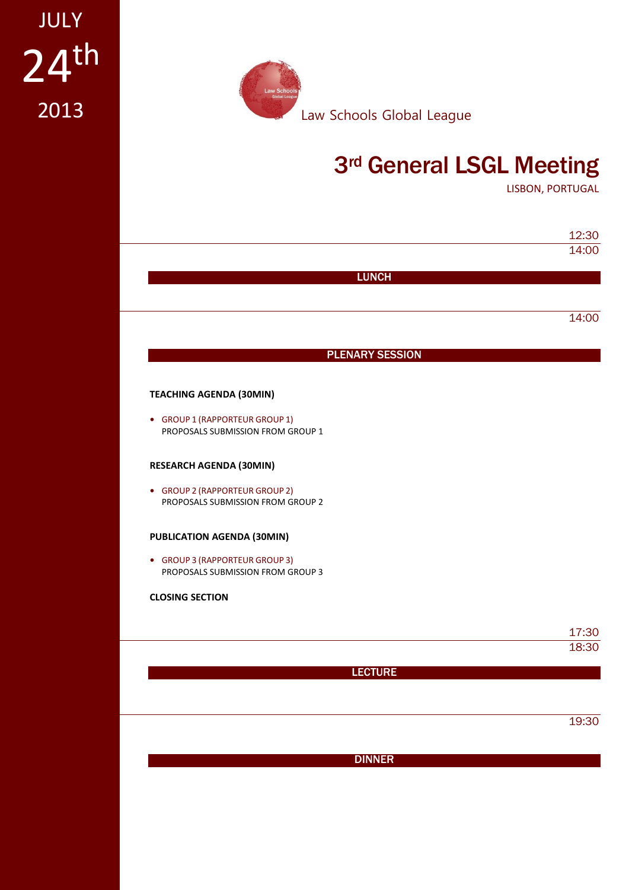JULY 24th 2013

Law Schools Global League

# 3rd General LSGL Meeting

LISBON, PORTUGAL

12:30
14:00

## LUNCH

14:00

## PLENARY SESSION

**TEACHING AGENDA (30MIN)**

- GROUP 1 (RAPPORTEUR GROUP 1)
  PROPOSALS SUBMISSION FROM GROUP 1

**RESEARCH AGENDA (30MIN)**

- GROUP 2 (RAPPORTEUR GROUP 2)
  PROPOSALS SUBMISSION FROM GROUP 2

**PUBLICATION AGENDA (30MIN)**

- GROUP 3 (RAPPORTEUR GROUP 3)
  PROPOSALS SUBMISSION FROM GROUP 3

**CLOSING SECTION**

17:30
18:30

## LECTURE

19:30

## DINNER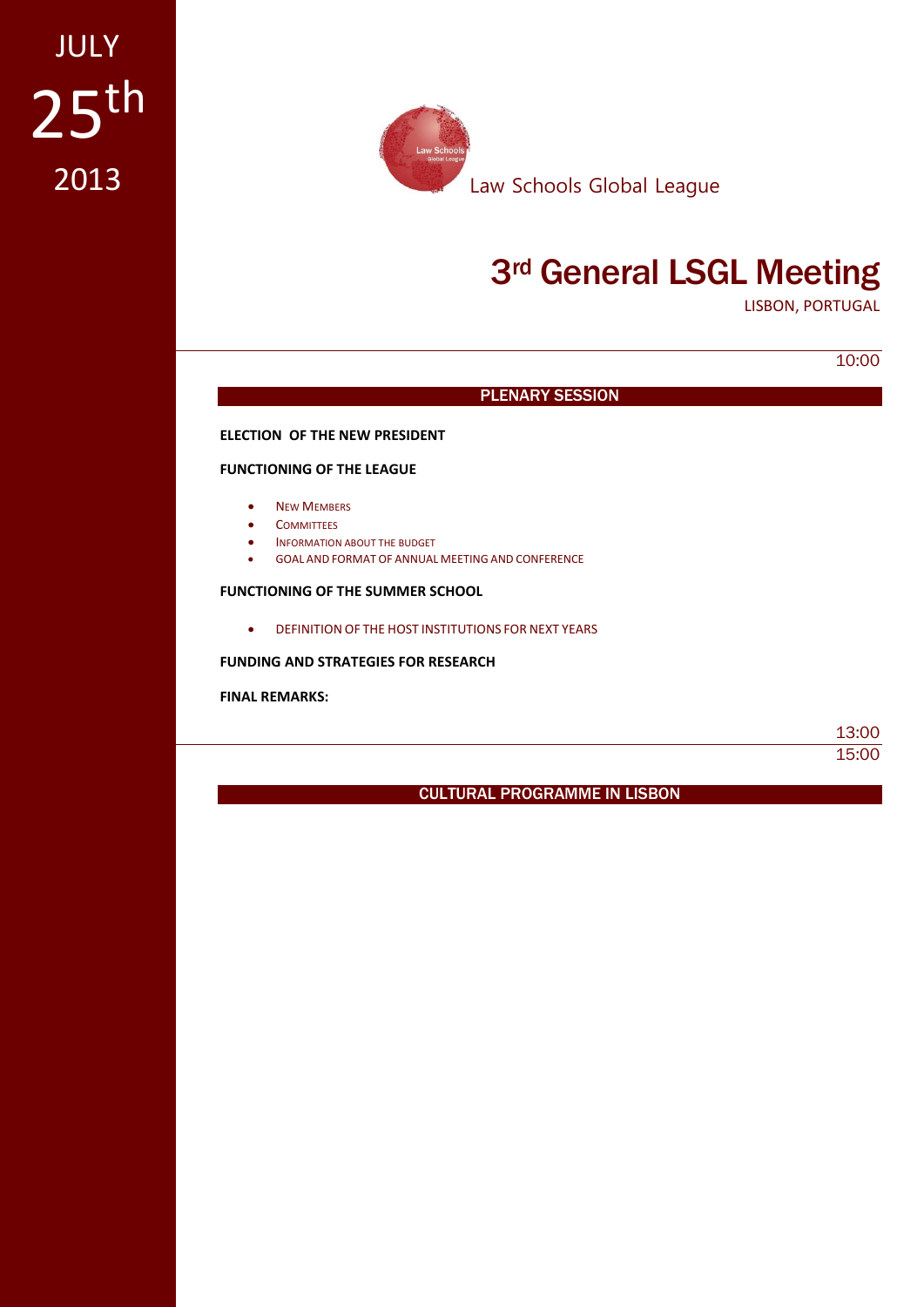JULY
25th
2013

Law Schools Global League

# 3rd General LSGL Meeting

LISBON, PORTUGAL

10:00

## PLENARY SESSION

**ELECTION OF THE NEW PRESIDENT**

**FUNCTIONING OF THE LEAGUE**

- New Members
- Committees
- Information about the budget
- GOAL AND FORMAT OF ANNUAL MEETING AND CONFERENCE

**FUNCTIONING OF THE SUMMER SCHOOL**

- DEFINITION OF THE HOST INSTITUTIONS FOR NEXT YEARS

**FUNDING AND STRATEGIES FOR RESEARCH**

**FINAL REMARKS:**

13:00

15:00

## CULTURAL PROGRAMME IN LISBON